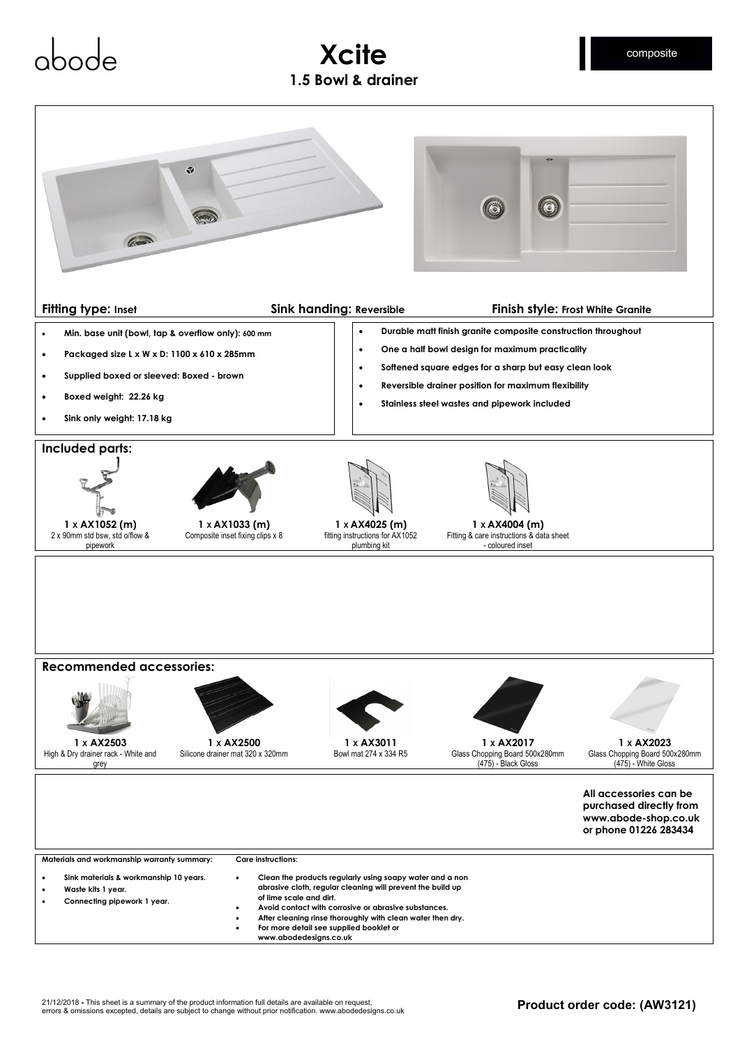abode

# Xcite

## 1.5 Bowl & drainer

composite

**Fitting type:** Inset | **Sink handing:** Reversible | **Finish style:** Frost White Granite

- Min. base unit (bowl, tap & overflow only): 600 mm
- Packaged size L x W x D: 1100 x 610 x 285mm
- Supplied boxed or sleeved: Boxed - brown
- Boxed weight: 22.26 kg
- Sink only weight: 17.18 kg

- Durable matt finish granite composite construction throughout
- One a half bowl design for maximum practicality
- Softened square edges for a sharp but easy clean look
- Reversible drainer position for maximum flexibility
- Stainless steel wastes and pipework included

### Included parts:

| 1 x AX1052 (m) | 1 x AX1033 (m) | 1 x AX4025 (m) | 1 x AX4004 (m) |
|---|---|---|---|
| 2 x 90mm std bsw, std o/flow & pipework | Composite inset fixing clips x 8 | fitting instructions for AX1052 plumbing kit | Fitting & care instructions & data sheet - coloured inset |

### Recommended accessories:

| 1 x AX2503 | 1 x AX2500 | 1 x AX3011 | 1 x AX2017 | 1 x AX2023 |
|---|---|---|---|---|
| High & Dry drainer rack - White and grey | Silicone drainer mat 320 x 320mm | Bowl mat 274 x 334 R5 | Glass Chopping Board 500x280mm (475) - Black Gloss | Glass Chopping Board 500x280mm (475) - White Gloss |

**All accessories can be purchased directly from www.abode-shop.co.uk or phone 01226 283434**

**Materials and workmanship warranty summary:**

- Sink materials & workmanship 10 years.
- Waste kits 1 year.
- Connecting pipework 1 year.

**Care instructions:**

- Clean the products regularly using soapy water and a non abrasive cloth, regular cleaning will prevent the build up of lime scale and dirt.
- Avoid contact with corrosive or abrasive substances.
- After cleaning rinse thoroughly with clean water then dry.
- For more detail see supplied booklet or www.abodedesigns.co.uk

21/12/2018 - This sheet is a summary of the product information full details are available on request, errors & omissions excepted, details are subject to change without prior notification. www.abodedesigns.co.uk

**Product order code: (AW3121)**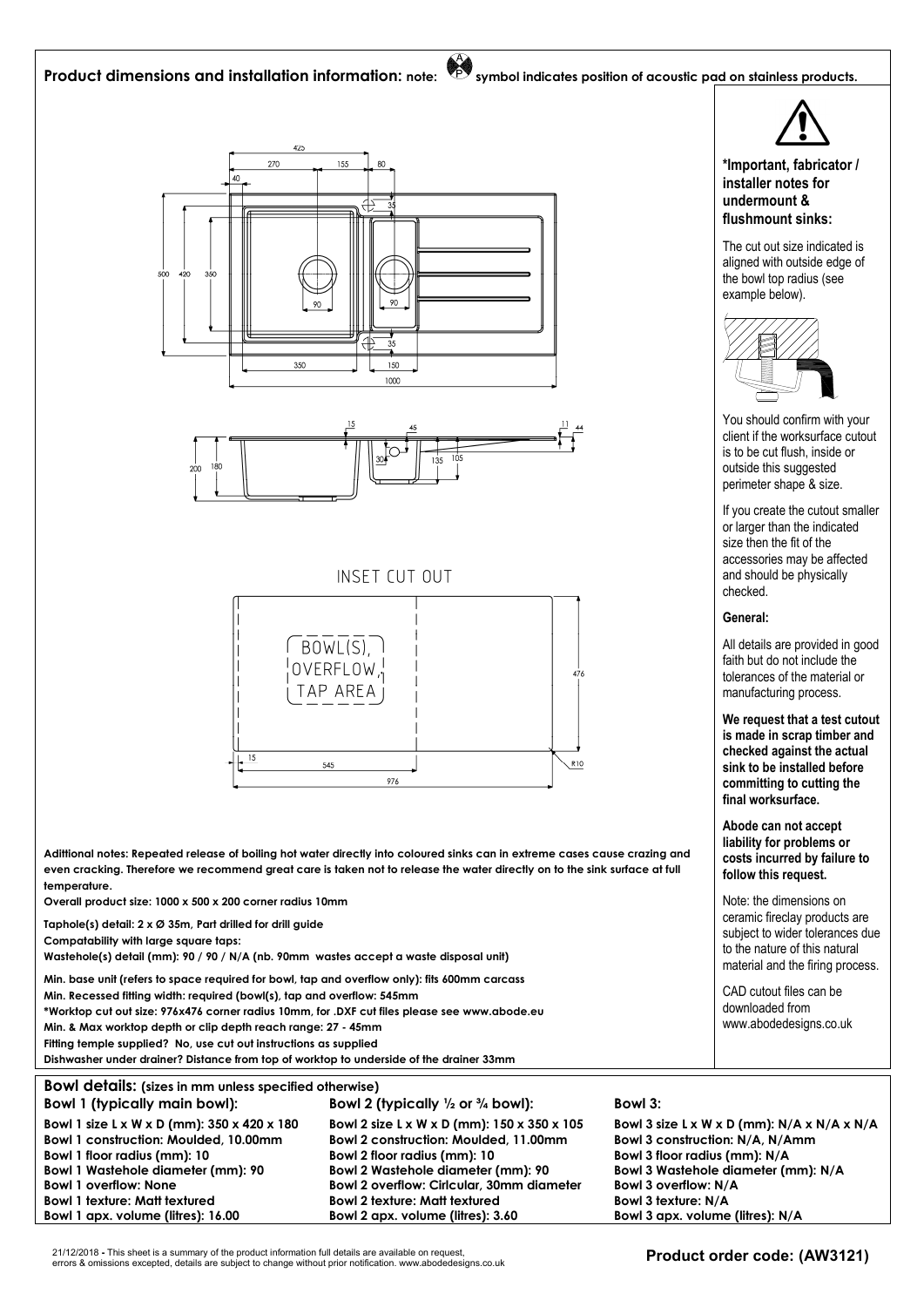**Product dimensions and installation information: note: symbol indicates position of acoustic pad on stainless products.**

425
270 155 80
40
35
500 420 350
90 90
35
350 150
1000

15 45 11 44
200 180 30 135 105

INSET CUT OUT

BOWL(S), OVERFLOW, TAP AREA

476
15
545
R10
976

**\*Important, fabricator / installer notes for undermount & flushmount sinks:**

The cut out size indicated is aligned with outside edge of the bowl top radius (see example below).

You should confirm with your client if the worksurface cutout is to be cut flush, inside or outside this suggested perimeter shape & size.

If you create the cutout smaller or larger than the indicated size then the fit of the accessories may be affected and should be physically checked.

**General:**

All details are provided in good faith but do not include the tolerances of the material or manufacturing process.

**We request that a test cutout is made in scrap timber and checked against the actual sink to be installed before committing to cutting the final worksurface.**

**Abode can not accept liability for problems or costs incurred by failure to follow this request.**

Note: the dimensions on ceramic fireclay products are subject to wider tolerances due to the nature of this natural material and the firing process.

CAD cutout files can be downloaded from www.abodedesigns.co.uk

**Adittional notes: Repeated release of boiling hot water directly into coloured sinks can in extreme cases cause crazing and even cracking. Therefore we recommend great care is taken not to release the water directly on to the sink surface at full temperature.**

**Overall product size: 1000 x 500 x 200 corner radius 10mm**

**Taphole(s) detail: 2 x Ø 35m, Part drilled for drill guide**

**Compatability with large square taps:**

**Wastehole(s) detail (mm): 90 / 90 / N/A (nb. 90mm wastes accept a waste disposal unit)**

**Min. base unit (refers to space required for bowl, tap and overflow only): fits 600mm carcass**

**Min. Recessed fitting width: required (bowl(s), tap and overflow: 545mm**

**\*Worktop cut out size: 976x476 corner radius 10mm, for .DXF cut files please see www.abode.eu**

**Min. & Max worktop depth or clip depth reach range: 27 - 45mm**

**Fitting temple supplied? No, use cut out instructions as supplied**

**Dishwasher under drainer? Distance from top of worktop to underside of the drainer 33mm**

## Bowl details: (sizes in mm unless specified otherwise)

| Bowl 1 (typically main bowl): | Bowl 2 (typically ½ or ¾ bowl): | Bowl 3: |
|---|---|---|
| Bowl 1 size L x W x D (mm): 350 x 420 x 180 | Bowl 2 size L x W x D (mm): 150 x 350 x 105 | Bowl 3 size L x W x D (mm): N/A x N/A x N/A |
| Bowl 1 construction: Moulded, 10.00mm | Bowl 2 construction: Moulded, 11.00mm | Bowl 3 construction: N/A, N/Amm |
| Bowl 1 floor radius (mm): 10 | Bowl 2 floor radius (mm): 10 | Bowl 3 floor radius (mm): N/A |
| Bowl 1 Wastehole diameter (mm): 90 | Bowl 2 Wastehole diameter (mm): 90 | Bowl 3 Wastehole diameter (mm): N/A |
| Bowl 1 overflow: None | Bowl 2 overflow: Circlular, 30mm diameter | Bowl 3 overflow: N/A |
| Bowl 1 texture: Matt textured | Bowl 2 texture: Matt textured | Bowl 3 texture: N/A |
| Bowl 1 apx. volume (litres): 16.00 | Bowl 2 apx. volume (litres): 3.60 | Bowl 3 apx. volume (litres): N/A |

21/12/2018 - This sheet is a summary of the product information full details are available on request, errors & omissions excepted, details are subject to change without prior notification. www.abodedesigns.co.uk

**Product order code: (AW3121)**